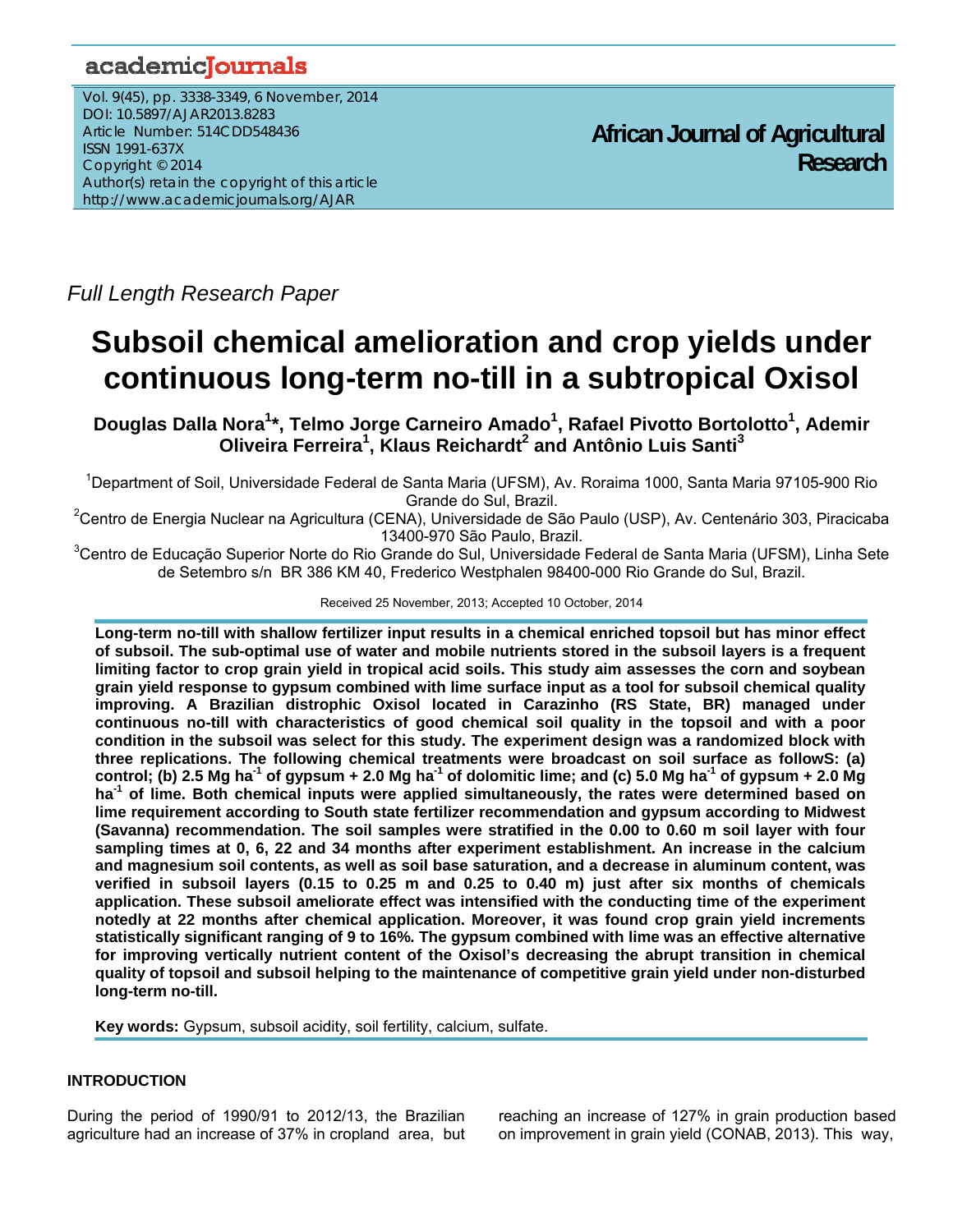Full Length Research Paper

# Subsoil chemical amelioration and crop yields under continuous long-term no-till in a subtropical Oxisol

**Douglas Dalla Nora[1]*, Telmo Jorge Carneiro Amado[1], Rafael Pivotto Bortolotto[1], Ademir Oliveira Ferreira[1], Klaus Reichardt[2] and Antônio Luis Santi[3]**

[1]Department of Soil, Universidade Federal de Santa Maria (UFSM), Av. Roraima 1000, Santa Maria 97105-900 Rio Grande do Sul, Brazil.

[2]Centro de Energia Nuclear na Agricultura (CENA), Universidade de São Paulo (USP), Av. Centenário 303, Piracicaba 13400-970 São Paulo, Brazil.

[3]Centro de Educação Superior Norte do Rio Grande do Sul, Universidade Federal de Santa Maria (UFSM), Linha Sete de Setembro s/n BR 386 KM 40, Frederico Westphalen 98400-000 Rio Grande do Sul, Brazil.

Received 25 November, 2013; Accepted 10 October, 2014

**Long-term no-till with shallow fertilizer input results in a chemical enriched topsoil but has minor effect of subsoil. The sub-optimal use of water and mobile nutrients stored in the subsoil layers is a frequent limiting factor to crop grain yield in tropical acid soils. This study aim assesses the corn and soybean grain yield response to gypsum combined with lime surface input as a tool for subsoil chemical quality improving. A Brazilian distrophic Oxisol located in Carazinho (RS State, BR) managed under continuous no-till with characteristics of good chemical soil quality in the topsoil and with a poor condition in the subsoil was select for this study. The experiment design was a randomized block with three replications. The following chemical treatments were broadcast on soil surface as followS: (a) control; (b) 2.5 Mg ha$^{-1}$ of gypsum + 2.0 Mg ha$^{-1}$ of dolomitic lime; and (c) 5.0 Mg ha$^{-1}$ of gypsum + 2.0 Mg ha$^{-1}$ of lime. Both chemical inputs were applied simultaneously, the rates were determined based on lime requirement according to South state fertilizer recommendation and gypsum according to Midwest (Savanna) recommendation. The soil samples were stratified in the 0.00 to 0.60 m soil layer with four sampling times at 0, 6, 22 and 34 months after experiment establishment. An increase in the calcium and magnesium soil contents, as well as soil base saturation, and a decrease in aluminum content, was verified in subsoil layers (0.15 to 0.25 m and 0.25 to 0.40 m) just after six months of chemicals application. These subsoil ameliorate effect was intensified with the conducting time of the experiment notedly at 22 months after chemical application. Moreover, it was found crop grain yield increments statistically significant ranging of 9 to 16%. The gypsum combined with lime was an effective alternative for improving vertically nutrient content of the Oxisol's decreasing the abrupt transition in chemical quality of topsoil and subsoil helping to the maintenance of competitive grain yield under non-disturbed long-term no-till.**

**Key words:** Gypsum, subsoil acidity, soil fertility, calcium, sulfate.

## INTRODUCTION

During the period of 1990/91 to 2012/13, the Brazilian agriculture had an increase of 37% in cropland area, but reaching an increase of 127% in grain production based on improvement in grain yield (CONAB, 2013). This way,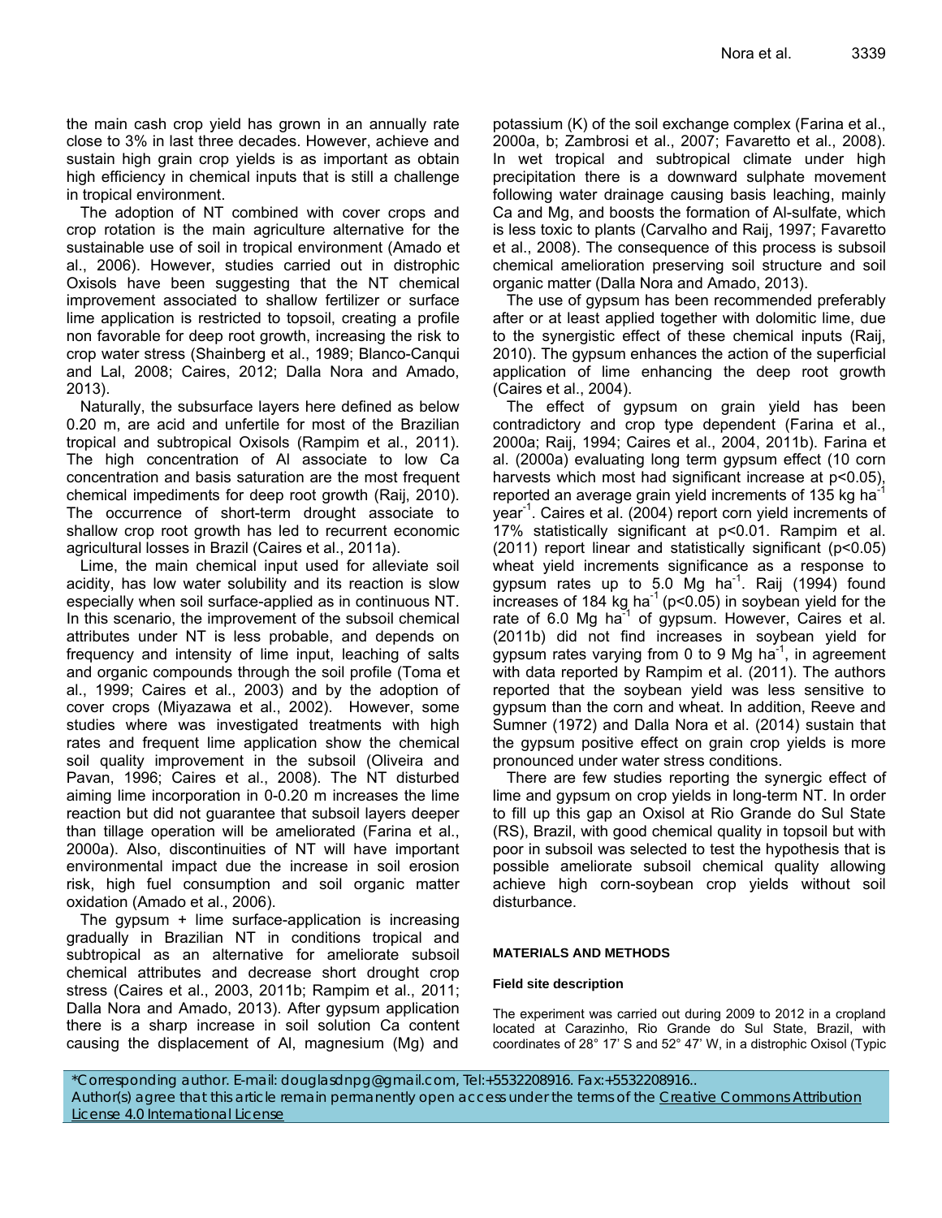the main cash crop yield has grown in an annually rate close to 3% in last three decades. However, achieve and sustain high grain crop yields is as important as obtain high efficiency in chemical inputs that is still a challenge in tropical environment.

The adoption of NT combined with cover crops and crop rotation is the main agriculture alternative for the sustainable use of soil in tropical environment (Amado et al., 2006). However, studies carried out in distrophic Oxisols have been suggesting that the NT chemical improvement associated to shallow fertilizer or surface lime application is restricted to topsoil, creating a profile non favorable for deep root growth, increasing the risk to crop water stress (Shainberg et al., 1989; Blanco-Canqui and Lal, 2008; Caires, 2012; Dalla Nora and Amado, 2013).

Naturally, the subsurface layers here defined as below 0.20 m, are acid and unfertile for most of the Brazilian tropical and subtropical Oxisols (Rampim et al., 2011). The high concentration of Al associate to low Ca concentration and basis saturation are the most frequent chemical impediments for deep root growth (Raij, 2010). The occurrence of short-term drought associate to shallow crop root growth has led to recurrent economic agricultural losses in Brazil (Caires et al., 2011a).

Lime, the main chemical input used for alleviate soil acidity, has low water solubility and its reaction is slow especially when soil surface-applied as in continuous NT. In this scenario, the improvement of the subsoil chemical attributes under NT is less probable, and depends on frequency and intensity of lime input, leaching of salts and organic compounds through the soil profile (Toma et al., 1999; Caires et al., 2003) and by the adoption of cover crops (Miyazawa et al., 2002). However, some studies where was investigated treatments with high rates and frequent lime application show the chemical soil quality improvement in the subsoil (Oliveira and Pavan, 1996; Caires et al., 2008). The NT disturbed aiming lime incorporation in 0-0.20 m increases the lime reaction but did not guarantee that subsoil layers deeper than tillage operation will be ameliorated (Farina et al., 2000a). Also, discontinuities of NT will have important environmental impact due the increase in soil erosion risk, high fuel consumption and soil organic matter oxidation (Amado et al., 2006).

The gypsum + lime surface-application is increasing gradually in Brazilian NT in conditions tropical and subtropical as an alternative for ameliorate subsoil chemical attributes and decrease short drought crop stress (Caires et al., 2003, 2011b; Rampim et al., 2011; Dalla Nora and Amado, 2013). After gypsum application there is a sharp increase in soil solution Ca content causing the displacement of Al, magnesium (Mg) and potassium (K) of the soil exchange complex (Farina et al., 2000a, b; Zambrosi et al., 2007; Favaretto et al., 2008). In wet tropical and subtropical climate under high precipitation there is a downward sulphate movement following water drainage causing basis leaching, mainly Ca and Mg, and boosts the formation of Al-sulfate, which is less toxic to plants (Carvalho and Raij, 1997; Favaretto et al., 2008). The consequence of this process is subsoil chemical amelioration preserving soil structure and soil organic matter (Dalla Nora and Amado, 2013).

The use of gypsum has been recommended preferably after or at least applied together with dolomitic lime, due to the synergistic effect of these chemical inputs (Raij, 2010). The gypsum enhances the action of the superficial application of lime enhancing the deep root growth (Caires et al., 2004).

The effect of gypsum on grain yield has been contradictory and crop type dependent (Farina et al., 2000a; Raij, 1994; Caires et al., 2004, 2011b). Farina et al. (2000a) evaluating long term gypsum effect (10 corn harvests which most had significant increase at $p<0.05$), reported an average grain yield increments of 135 kg ha$^{-1}$ year$^{-1}$. Caires et al. (2004) report corn yield increments of 17% statistically significant at $p<0.01$. Rampim et al. (2011) report linear and statistically significant ($p<0.05$) wheat yield increments significance as a response to gypsum rates up to 5.0 Mg ha$^{-1}$. Raij (1994) found increases of 184 kg ha$^{-1}$ ($p<0.05$) in soybean yield for the rate of 6.0 Mg ha$^{-1}$ of gypsum. However, Caires et al. (2011b) did not find increases in soybean yield for gypsum rates varying from 0 to 9 Mg ha$^{-1}$, in agreement with data reported by Rampim et al. (2011). The authors reported that the soybean yield was less sensitive to gypsum than the corn and wheat. In addition, Reeve and Sumner (1972) and Dalla Nora et al. (2014) sustain that the gypsum positive effect on grain crop yields is more pronounced under water stress conditions.

There are few studies reporting the synergic effect of lime and gypsum on crop yields in long-term NT. In order to fill up this gap an Oxisol at Rio Grande do Sul State (RS), Brazil, with good chemical quality in topsoil but with poor in subsoil was selected to test the hypothesis that is possible ameliorate subsoil chemical quality allowing achieve high corn-soybean crop yields without soil disturbance.

## MATERIALS AND METHODS

### Field site description

The experiment was carried out during 2009 to 2012 in a cropland located at Carazinho, Rio Grande do Sul State, Brazil, with coordinates of 28° 17' S and 52° 47' W, in a distrophic Oxisol (Typic

*Corresponding author. E-mail: douglasdnpg@gmail.com, Tel:+5532208916. Fax:+5532208916..

Author(s) agree that this article remain permanently open access under the terms of the Creative Commons Attribution License 4.0 International License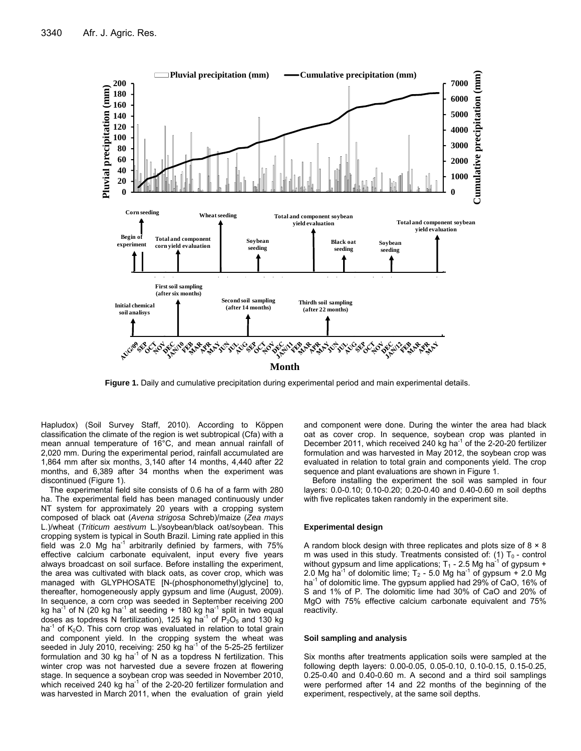**Figure 1.** Daily and cumulative precipitation during experimental period and main experimental details.

Hapludox) (Soil Survey Staff, 2010). According to Köppen classification the climate of the region is wet subtropical (Cfa) with a mean annual temperature of 16°C, and mean annual rainfall of 2,020 mm. During the experimental period, rainfall accumulated are 1,864 mm after six months, 3,140 after 14 months, 4,440 after 22 months, and 6,389 after 34 months when the experiment was discontinued (Figure 1).

The experimental field site consists of 0.6 ha of a farm with 280 ha. The experimental field has been managed continuously under NT system for approximately 20 years with a cropping system composed of black oat (*Avena strigosa* Schreb)/maize (*Zea mays* L.)/wheat (*Triticum aestivum* L.)/soybean/black oat/soybean. This cropping system is typical in South Brazil. Liming rate applied in this field was 2.0 Mg ha$^{-1}$ arbitrarily definied by farmers, with 75% effective calcium carbonate equivalent, input every five years always broadcast on soil surface. Before installing the experiment, the area was cultivated with black oats, as cover crop, which was managed with GLYPHOSATE [N-(phosphonomethyl)glycine] to, thereafter, homogeneously apply gypsum and lime (August, 2009). In sequence, a corn crop was seeded in September receiving 200 kg ha$^{-1}$ of N (20 kg ha$^{-1}$ at seeding + 180 kg ha$^{-1}$ split in two equal doses as topdress N fertilization), 125 kg ha$^{-1}$ of $P_2O_5$ and 130 kg ha$^{-1}$ of $K_2O$. This corn crop was evaluated in relation to total grain and component yield. In the cropping system the wheat was seeded in July 2010, receiving: 250 kg ha$^{-1}$ of the 5-25-25 fertilizer formulation and 30 kg ha$^{-1}$ of N as a topdress N fertilization. This winter crop was not harvested due a severe frozen at flowering stage. In sequence a soybean crop was seeded in November 2010, which received 240 kg ha$^{-1}$ of the 2-20-20 fertilizer formulation and was harvested in March 2011, when the evaluation of grain yield and component were done. During the winter the area had black oat as cover crop. In sequence, soybean crop was planted in December 2011, which received 240 kg ha$^{-1}$ of the 2-20-20 fertilizer formulation and was harvested in May 2012, the soybean crop was evaluated in relation to total grain and components yield. The crop sequence and plant evaluations are shown in Figure 1.

Before installing the experiment the soil was sampled in four layers: 0.0-0.10; 0.10-0.20; 0.20-0.40 and 0.40-0.60 m soil depths with five replicates taken randomly in the experiment site.

### Experimental design

A random block design with three replicates and plots size of 8 × 8 m was used in this study. Treatments consisted of: (1) $T_0$ - control without gypsum and lime applications; $T_1$ - 2.5 Mg ha$^{-1}$ of gypsum + 2.0 Mg ha$^{-1}$ of dolomitic lime; $T_2$ - 5.0 Mg ha$^{-1}$ of gypsum + 2.0 Mg ha$^{-1}$ of dolomitic lime. The gypsum applied had 29% of CaO, 16% of S and 1% of P. The dolomitic lime had 30% of CaO and 20% of MgO with 75% effective calcium carbonate equivalent and 75% reactivity.

### Soil sampling and analysis

Six months after treatments application soils were sampled at the following depth layers: 0.00-0.05, 0.05-0.10, 0.10-0.15, 0.15-0.25, 0.25-0.40 and 0.40-0.60 m. A second and a third soil samplings were performed after 14 and 22 months of the beginning of the experiment, respectively, at the same soil depths.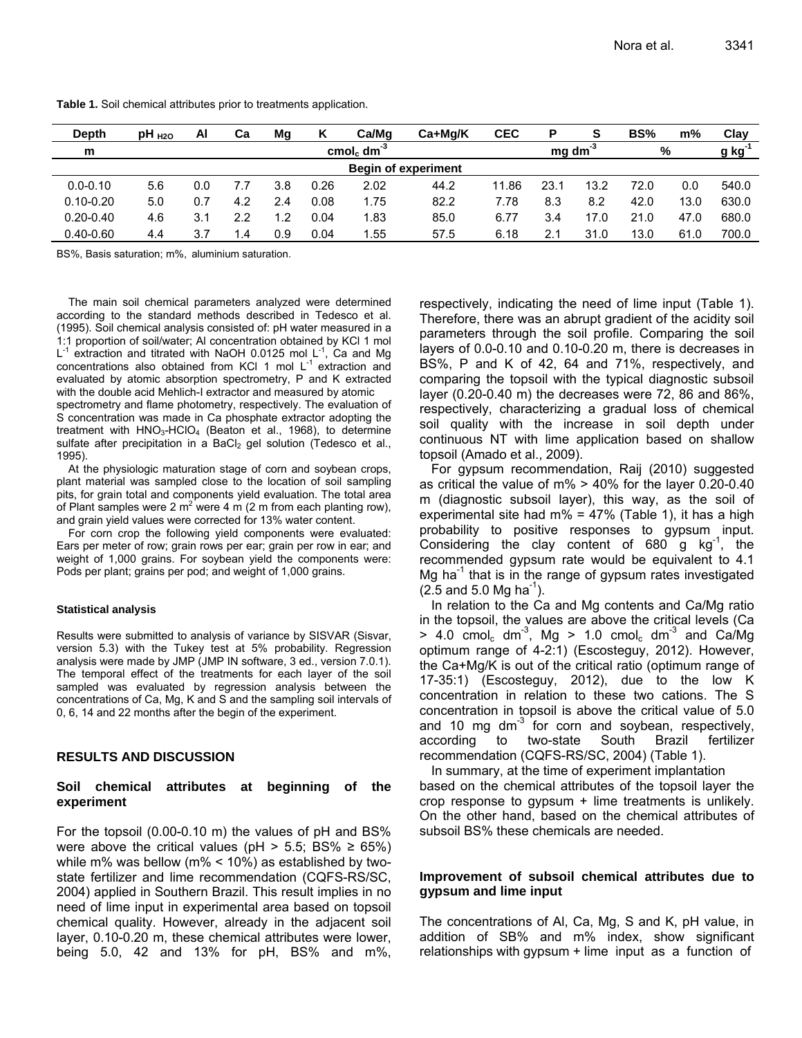**Table 1.** Soil chemical attributes prior to treatments application.

| Depth | $pH_{H2O}$ | Al | Ca | Mg | K | Ca/Mg | Ca+Mg/K | CEC | P | S | BS% | m% | Clay |
|---|---|---|---|---|---|---|---|---|---|---|---|---|---|
| m | | | | | $cmol_c\ dm^{-3}$ | | | | $mg\ dm^{-3}$ | | % | | $g\ kg^{-1}$ |
| | | | | | | Begin of experiment | | | | | | | |
| 0.0-0.10 | 5.6 | 0.0 | 7.7 | 3.8 | 0.26 | 2.02 | 44.2 | 11.86 | 23.1 | 13.2 | 72.0 | 0.0 | 540.0 |
| 0.10-0.20 | 5.0 | 0.7 | 4.2 | 2.4 | 0.08 | 1.75 | 82.2 | 7.78 | 8.3 | 8.2 | 42.0 | 13.0 | 630.0 |
| 0.20-0.40 | 4.6 | 3.1 | 2.2 | 1.2 | 0.04 | 1.83 | 85.0 | 6.77 | 3.4 | 17.0 | 21.0 | 47.0 | 680.0 |
| 0.40-0.60 | 4.4 | 3.7 | 1.4 | 0.9 | 0.04 | 1.55 | 57.5 | 6.18 | 2.1 | 31.0 | 13.0 | 61.0 | 700.0 |

BS%, Basis saturation; m%, aluminium saturation.

The main soil chemical parameters analyzed were determined according to the standard methods described in Tedesco et al. (1995). Soil chemical analysis consisted of: pH water measured in a 1:1 proportion of soil/water; Al concentration obtained by KCl 1 mol $L^{-1}$ extraction and titrated with NaOH 0.0125 mol $L^{-1}$, Ca and Mg concentrations also obtained from KCl 1 mol $L^{-1}$ extraction and evaluated by atomic absorption spectrometry, P and K extracted with the double acid Mehlich-I extractor and measured by atomic spectrometry and flame photometry, respectively. The evaluation of S concentration was made in Ca phosphate extractor adopting the treatment with $HNO_3$-$HClO_4$ (Beaton et al., 1968), to determine sulfate after precipitation in a $BaCl_2$ gel solution (Tedesco et al., 1995).

At the physiologic maturation stage of corn and soybean crops, plant material was sampled close to the location of soil sampling pits, for grain total and components yield evaluation. The total area of Plant samples were 2 $m^2$ were 4 m (2 m from each planting row), and grain yield values were corrected for 13% water content.

For corn crop the following yield components were evaluated: Ears per meter of row; grain rows per ear; grain per row in ear; and weight of 1,000 grains. For soybean yield the components were: Pods per plant; grains per pod; and weight of 1,000 grains.

#### Statistical analysis

Results were submitted to analysis of variance by SISVAR (Sisvar, version 5.3) with the Tukey test at 5% probability. Regression analysis were made by JMP (JMP IN software, 3 ed., version 7.0.1). The temporal effect of the treatments for each layer of the soil sampled was evaluated by regression analysis between the concentrations of Ca, Mg, K and S and the sampling soil intervals of 0, 6, 14 and 22 months after the begin of the experiment.

## RESULTS AND DISCUSSION

### Soil chemical attributes at beginning of the experiment

For the topsoil (0.00-0.10 m) the values of pH and BS% were above the critical values (pH > 5.5; BS% ≥ 65%) while m% was bellow (m% < 10%) as established by two-state fertilizer and lime recommendation (CQFS-RS/SC, 2004) applied in Southern Brazil. This result implies in no need of lime input in experimental area based on topsoil chemical quality. However, already in the adjacent soil layer, 0.10-0.20 m, these chemical attributes were lower, being 5.0, 42 and 13% for pH, BS% and m%, respectively, indicating the need of lime input (Table 1). Therefore, there was an abrupt gradient of the acidity soil parameters through the soil profile. Comparing the soil layers of 0.0-0.10 and 0.10-0.20 m, there is decreases in BS%, P and K of 42, 64 and 71%, respectively, and comparing the topsoil with the typical diagnostic subsoil layer (0.20-0.40 m) the decreases were 72, 86 and 86%, respectively, characterizing a gradual loss of chemical soil quality with the increase in soil depth under continuous NT with lime application based on shallow topsoil (Amado et al., 2009).

For gypsum recommendation, Raij (2010) suggested as critical the value of m% > 40% for the layer 0.20-0.40 m (diagnostic subsoil layer), this way, as the soil of experimental site had m% = 47% (Table 1), it has a high probability to positive responses to gypsum input. Considering the clay content of 680 g $kg^{-1}$, the recommended gypsum rate would be equivalent to 4.1 Mg $ha^{-1}$ that is in the range of gypsum rates investigated (2.5 and 5.0 Mg $ha^{-1}$).

In relation to the Ca and Mg contents and Ca/Mg ratio in the topsoil, the values are above the critical levels (Ca > 4.0 $cmol_c\ dm^{-3}$, Mg > 1.0 $cmol_c\ dm^{-3}$ and Ca/Mg optimum range of 4-2:1) (Escosteguy, 2012). However, the Ca+Mg/K is out of the critical ratio (optimum range of 17-35:1) (Escosteguy, 2012), due to the low K concentration in relation to these two cations. The S concentration in topsoil is above the critical value of 5.0 and 10 mg $dm^{-3}$ for corn and soybean, respectively, according to two-state South Brazil fertilizer recommendation (CQFS-RS/SC, 2004) (Table 1).

In summary, at the time of experiment implantation based on the chemical attributes of the topsoil layer the crop response to gypsum + lime treatments is unlikely. On the other hand, based on the chemical attributes of subsoil BS% these chemicals are needed.

### Improvement of subsoil chemical attributes due to gypsum and lime input

The concentrations of Al, Ca, Mg, S and K, pH value, in addition of SB% and m% index, show significant relationships with gypsum + lime input as a function of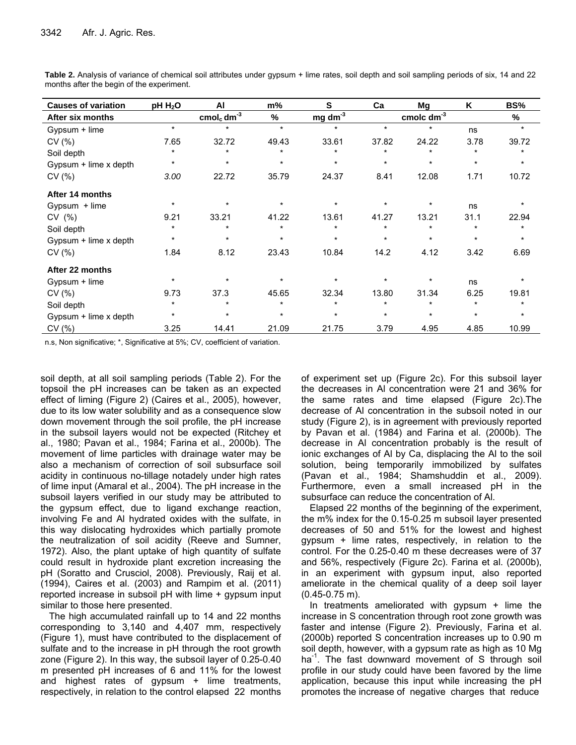**Table 2.** Analysis of variance of chemical soil attributes under gypsum + lime rates, soil depth and soil sampling periods of six, 14 and 22 months after the begin of the experiment.

| Causes of variation | pH $H_2O$ | Al | m% | S | Ca | Mg | K | BS% |
|---|---|---|---|---|---|---|---|---|
| **After six months** | | $cmol_c\ dm^{-3}$ | % | mg $dm^{-3}$ | | cmolc $dm^{-3}$ | | % |
| Gypsum + lime | * | * | * | * | * | * | ns | * |
| CV (%) | 7.65 | 32.72 | 49.43 | 33.61 | 37.82 | 24.22 | 3.78 | 39.72 |
| Soil depth | * | * | * | * | * | * | * | * |
| Gypsum + lime x depth | * | * | * | * | * | * | * | * |
| CV (%) | *3.00* | 22.72 | 35.79 | 24.37 | 8.41 | 12.08 | 1.71 | 10.72 |
| **After 14 months** | | | | | | | | |
| Gypsum + lime | * | * | * | * | * | * | ns | * |
| CV (%) | 9.21 | 33.21 | 41.22 | 13.61 | 41.27 | 13.21 | 31.1 | 22.94 |
| Soil depth | * | * | * | * | * | * | * | * |
| Gypsum + lime x depth | * | * | * | * | * | * | * | * |
| CV (%) | 1.84 | 8.12 | 23.43 | 10.84 | 14.2 | 4.12 | 3.42 | 6.69 |
| **After 22 months** | | | | | | | | |
| Gypsum + lime | * | * | * | * | * | * | ns | * |
| CV (%) | 9.73 | 37.3 | 45.65 | 32.34 | 13.80 | 31.34 | 6.25 | 19.81 |
| Soil depth | * | * | * | * | * | * | * | * |
| Gypsum + lime x depth | * | * | * | * | * | * | * | * |
| CV (%) | 3.25 | 14.41 | 21.09 | 21.75 | 3.79 | 4.95 | 4.85 | 10.99 |

n.s, Non significative; *, Significative at 5%; CV, coefficient of variation.

soil depth, at all soil sampling periods (Table 2). For the topsoil the pH increases can be taken as an expected effect of liming (Figure 2) (Caires et al., 2005), however, due to its low water solubility and as a consequence slow down movement through the soil profile, the pH increase in the subsoil layers would not be expected (Ritchey et al., 1980; Pavan et al., 1984; Farina et al., 2000b). The movement of lime particles with drainage water may be also a mechanism of correction of soil subsurface soil acidity in continuous no-tillage notadely under high rates of lime input (Amaral et al., 2004). The pH increase in the subsoil layers verified in our study may be attributed to the gypsum effect, due to ligand exchange reaction, involving Fe and Al hydrated oxides with the sulfate, in this way dislocating hydroxides which partially promote the neutralization of soil acidity (Reeve and Sumner, 1972). Also, the plant uptake of high quantity of sulfate could result in hydroxide plant excretion increasing the pH (Soratto and Crusciol, 2008). Previously, Raij et al. (1994), Caires et al. (2003) and Rampim et al. (2011) reported increase in subsoil pH with lime + gypsum input similar to those here presented.

The high accumulated rainfall up to 14 and 22 months corresponding to 3,140 and 4,407 mm, respectively (Figure 1), must have contributed to the displacement of sulfate and to the increase in pH through the root growth zone (Figure 2). In this way, the subsoil layer of 0.25-0.40 m presented pH increases of 6 and 11% for the lowest and highest rates of gypsum + lime treatments, respectively, in relation to the control elapsed 22 months of experiment set up (Figure 2c). For this subsoil layer the decreases in Al concentration were 21 and 36% for the same rates and time elapsed (Figure 2c).The decrease of Al concentration in the subsoil noted in our study (Figure 2), is in agreement with previously reported by Pavan et al. (1984) and Farina et al. (2000b). The decrease in Al concentration probably is the result of ionic exchanges of Al by Ca, displacing the Al to the soil solution, being temporarily immobilized by sulfates (Pavan et al., 1984; Shamshuddin et al., 2009). Furthermore, even a small increased pH in the subsurface can reduce the concentration of Al.

Elapsed 22 months of the beginning of the experiment, the m% index for the 0.15-0.25 m subsoil layer presented decreases of 50 and 51% for the lowest and highest gypsum + lime rates, respectively, in relation to the control. For the 0.25-0.40 m these decreases were of 37 and 56%, respectively (Figure 2c). Farina et al. (2000b), in an experiment with gypsum input, also reported ameliorate in the chemical quality of a deep soil layer (0.45-0.75 m).

In treatments ameliorated with gypsum + lime the increase in S concentration through root zone growth was faster and intense (Figure 2). Previously, Farina et al. (2000b) reported S concentration increases up to 0.90 m soil depth, however, with a gypsum rate as high as 10 Mg $ha^{-1}$. The fast downward movement of S through soil profile in our study could have been favored by the lime application, because this input while increasing the pH promotes the increase of negative charges that reduce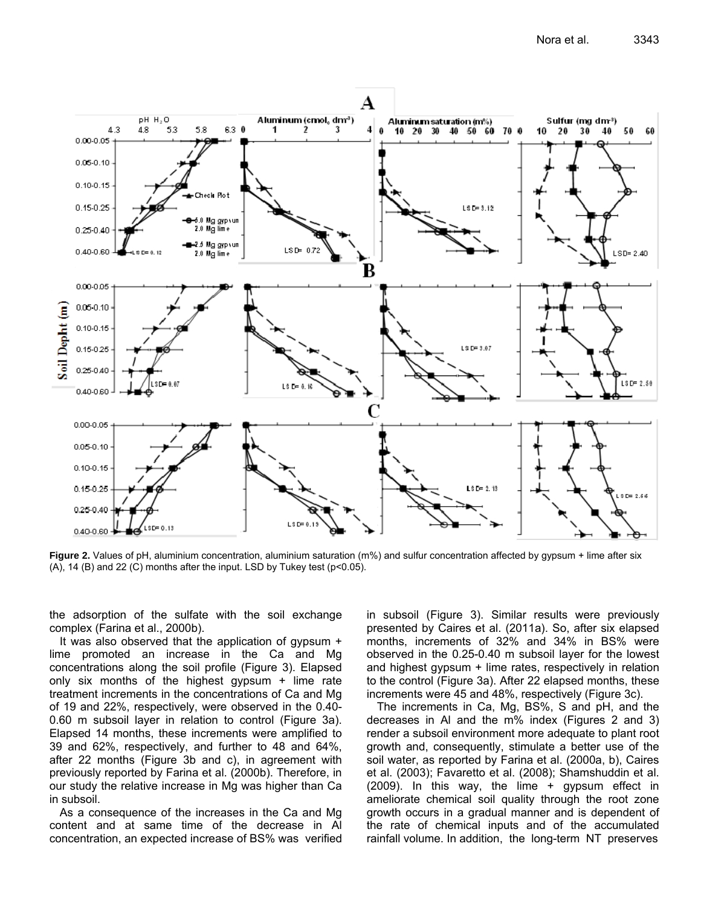**Figure 2.** Values of pH, aluminium concentration, aluminium saturation (m%) and sulfur concentration affected by gypsum + lime after six (A), 14 (B) and 22 (C) months after the input. LSD by Tukey test (p<0.05).

the adsorption of the sulfate with the soil exchange complex (Farina et al., 2000b).

It was also observed that the application of gypsum + lime promoted an increase in the Ca and Mg concentrations along the soil profile (Figure 3). Elapsed only six months of the highest gypsum + lime rate treatment increments in the concentrations of Ca and Mg of 19 and 22%, respectively, were observed in the 0.40-0.60 m subsoil layer in relation to control (Figure 3a). Elapsed 14 months, these increments were amplified to 39 and 62%, respectively, and further to 48 and 64%, after 22 months (Figure 3b and c), in agreement with previously reported by Farina et al. (2000b). Therefore, in our study the relative increase in Mg was higher than Ca in subsoil.

As a consequence of the increases in the Ca and Mg content and at same time of the decrease in Al concentration, an expected increase of BS% was verified in subsoil (Figure 3). Similar results were previously presented by Caires et al. (2011a). So, after six elapsed months, increments of 32% and 34% in BS% were observed in the 0.25-0.40 m subsoil layer for the lowest and highest gypsum + lime rates, respectively in relation to the control (Figure 3a). After 22 elapsed months, these increments were 45 and 48%, respectively (Figure 3c).

The increments in Ca, Mg, BS%, S and pH, and the decreases in Al and the m% index (Figures 2 and 3) render a subsoil environment more adequate to plant root growth and, consequently, stimulate a better use of the soil water, as reported by Farina et al. (2000a, b), Caires et al. (2003); Favaretto et al. (2008); Shamshuddin et al. (2009). In this way, the lime + gypsum effect in ameliorate chemical soil quality through the root zone growth occurs in a gradual manner and is dependent of the rate of chemical inputs and of the accumulated rainfall volume. In addition, the long-term NT preserves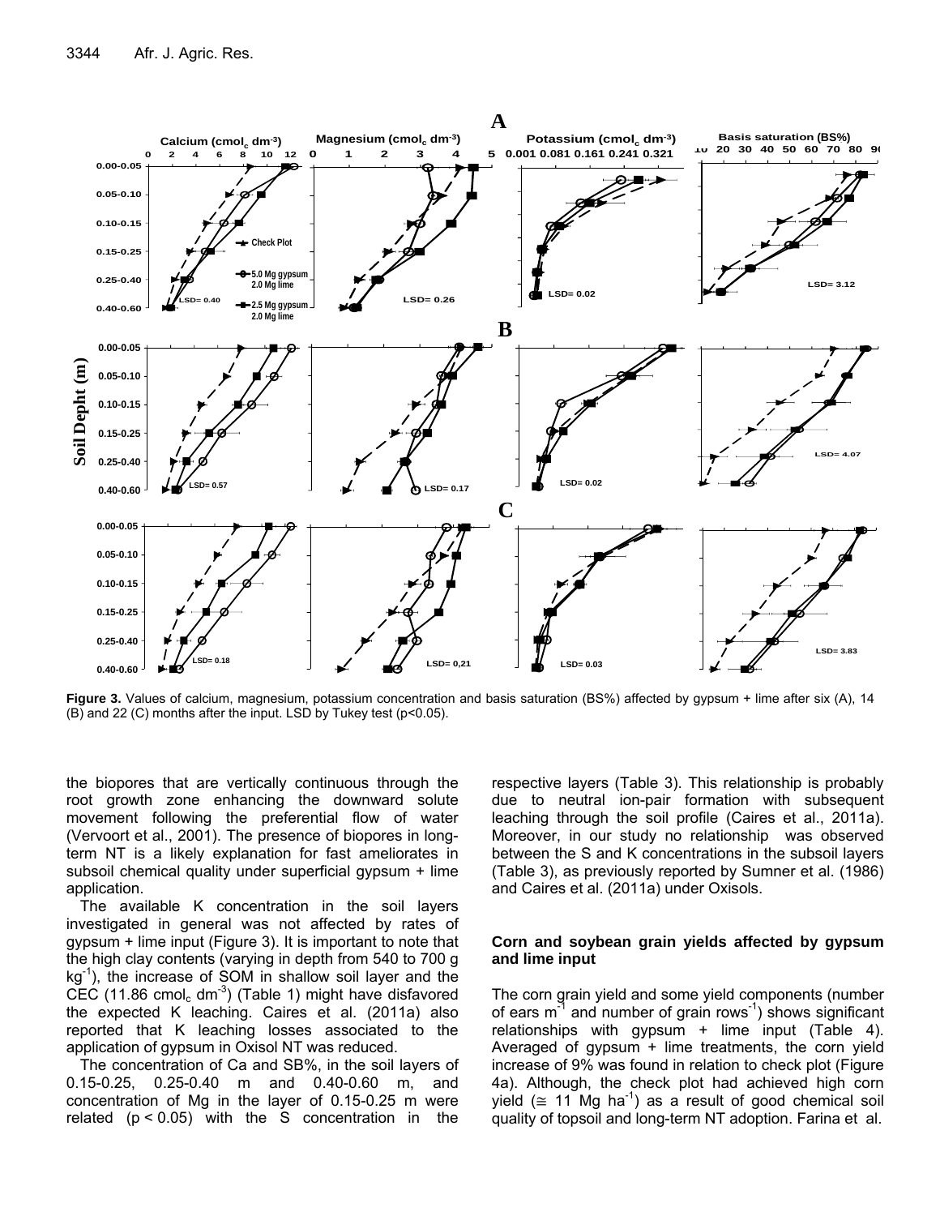**Figure 3.** Values of calcium, magnesium, potassium concentration and basis saturation (BS%) affected by gypsum + lime after six (A), 14 (B) and 22 (C) months after the input. LSD by Tukey test ($p<0.05$).

the biopores that are vertically continuous through the root growth zone enhancing the downward solute movement following the preferential flow of water (Vervoort et al., 2001). The presence of biopores in long-term NT is a likely explanation for fast ameliorates in subsoil chemical quality under superficial gypsum + lime application.

The available K concentration in the soil layers investigated in general was not affected by rates of gypsum + lime input (Figure 3). It is important to note that the high clay contents (varying in depth from 540 to 700 g $kg^{-1}$), the increase of SOM in shallow soil layer and the CEC (11.86 $cmol_c\ dm^{-3}$) (Table 1) might have disfavored the expected K leaching. Caires et al. (2011a) also reported that K leaching losses associated to the application of gypsum in Oxisol NT was reduced.

The concentration of Ca and SB%, in the soil layers of 0.15-0.25, 0.25-0.40 m and 0.40-0.60 m, and concentration of Mg in the layer of 0.15-0.25 m were related ($p < 0.05$) with the S concentration in the respective layers (Table 3). This relationship is probably due to neutral ion-pair formation with subsequent leaching through the soil profile (Caires et al., 2011a). Moreover, in our study no relationship was observed between the S and K concentrations in the subsoil layers (Table 3), as previously reported by Sumner et al. (1986) and Caires et al. (2011a) under Oxisols.

### Corn and soybean grain yields affected by gypsum and lime input

The corn grain yield and some yield components (number of ears $m^{-1}$ and number of grain $rows^{-1}$) shows significant relationships with gypsum + lime input (Table 4). Averaged of gypsum + lime treatments, the corn yield increase of 9% was found in relation to check plot (Figure 4a). Although, the check plot had achieved high corn yield ($\cong$ 11 Mg $ha^{-1}$) as a result of good chemical soil quality of topsoil and long-term NT adoption. Farina et al.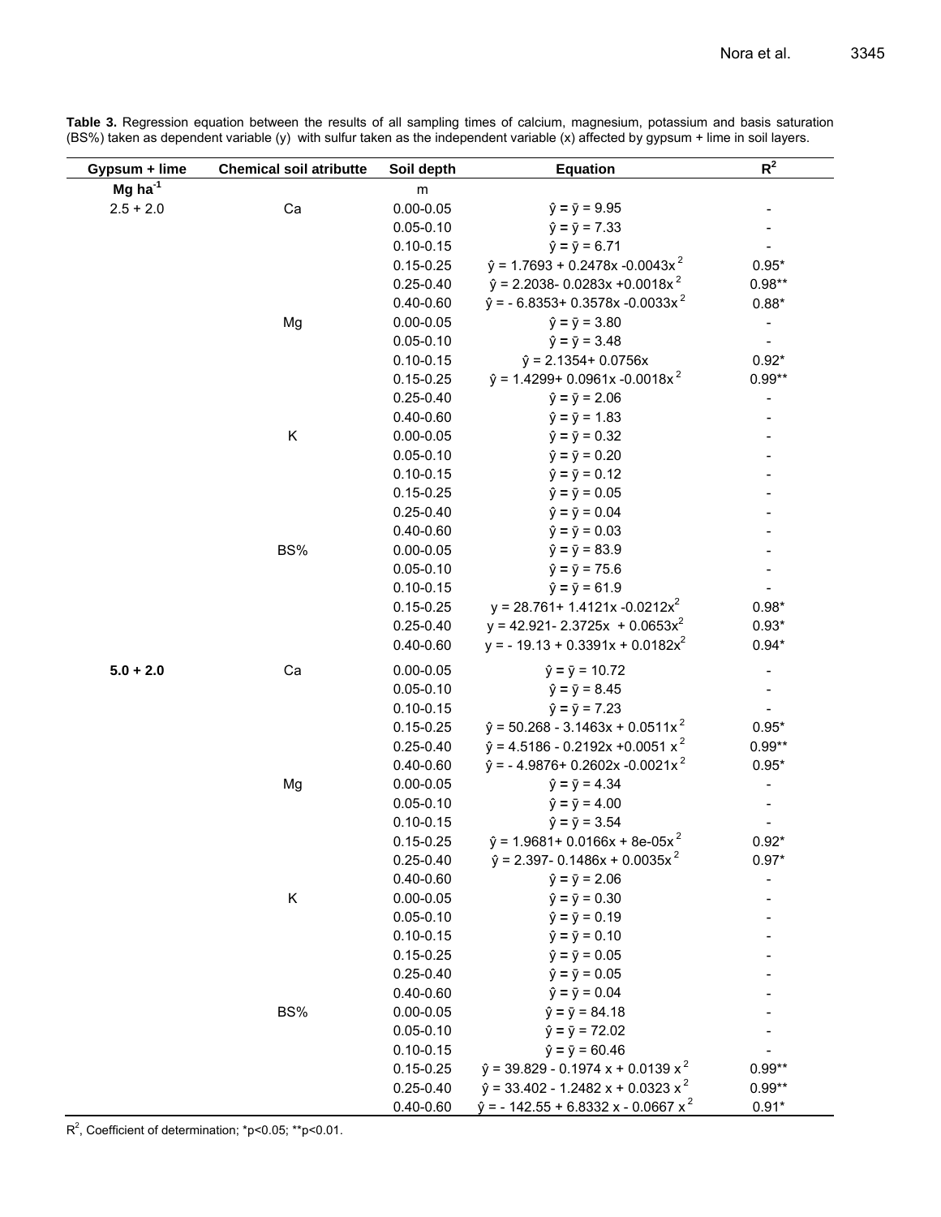**Table 3.** Regression equation between the results of all sampling times of calcium, magnesium, potassium and basis saturation (BS%) taken as dependent variable (y) with sulfur taken as the independent variable (x) affected by gypsum + lime in soil layers.

| Gypsum + lime | Chemical soil atributte | Soil depth | Equation | $R^2$ |
|---|---|---|---|---|
| Mg ha$^{-1}$ | | m | | |
| 2.5 + 2.0 | Ca | 0.00-0.05 | $\hat{y} = \bar{y} = 9.95$ | - |
| | | 0.05-0.10 | $\hat{y} = \bar{y} = 7.33$ | - |
| | | 0.10-0.15 | $\hat{y} = \bar{y} = 6.71$ | - |
| | | 0.15-0.25 | $\hat{y} = 1.7693 + 0.2478x - 0.0043x^2$ | 0.95* |
| | | 0.25-0.40 | $\hat{y} = 2.2038 - 0.0283x + 0.0018x^2$ | 0.98** |
| | | 0.40-0.60 | $\hat{y} = -6.8353 + 0.3578x - 0.0033x^2$ | 0.88* |
| | Mg | 0.00-0.05 | $\hat{y} = \bar{y} = 3.80$ | - |
| | | 0.05-0.10 | $\hat{y} = \bar{y} = 3.48$ | - |
| | | 0.10-0.15 | $\hat{y} = 2.1354 + 0.0756x$ | 0.92* |
| | | 0.15-0.25 | $\hat{y} = 1.4299 + 0.0961x - 0.0018x^2$ | 0.99** |
| | | 0.25-0.40 | $\hat{y} = \bar{y} = 2.06$ | - |
| | | 0.40-0.60 | $\hat{y} = \bar{y} = 1.83$ | - |
| | K | 0.00-0.05 | $\hat{y} = \bar{y} = 0.32$ | - |
| | | 0.05-0.10 | $\hat{y} = \bar{y} = 0.20$ | - |
| | | 0.10-0.15 | $\hat{y} = \bar{y} = 0.12$ | - |
| | | 0.15-0.25 | $\hat{y} = \bar{y} = 0.05$ | - |
| | | 0.25-0.40 | $\hat{y} = \bar{y} = 0.04$ | - |
| | | 0.40-0.60 | $\hat{y} = \bar{y} = 0.03$ | - |
| | BS% | 0.00-0.05 | $\hat{y} = \bar{y} = 83.9$ | - |
| | | 0.05-0.10 | $\hat{y} = \bar{y} = 75.6$ | - |
| | | 0.10-0.15 | $\hat{y} = \bar{y} = 61.9$ | - |
| | | 0.15-0.25 | $y = 28.761 + 1.4121x - 0.0212x^2$ | 0.98* |
| | | 0.25-0.40 | $y = 42.921 - 2.3725x + 0.0653x^2$ | 0.93* |
| | | 0.40-0.60 | $y = -19.13 + 0.3391x + 0.0182x^2$ | 0.94* |
| **5.0 + 2.0** | Ca | 0.00-0.05 | $\hat{y} = \bar{y} = 10.72$ | - |
| | | 0.05-0.10 | $\hat{y} = \bar{y} = 8.45$ | - |
| | | 0.10-0.15 | $\hat{y} = \bar{y} = 7.23$ | - |
| | | 0.15-0.25 | $\hat{y} = 50.268 - 3.1463x + 0.0511x^2$ | 0.95* |
| | | 0.25-0.40 | $\hat{y} = 4.5186 - 0.2192x + 0.0051x^2$ | 0.99** |
| | | 0.40-0.60 | $\hat{y} = -4.9876 + 0.2602x - 0.0021x^2$ | 0.95* |
| | Mg | 0.00-0.05 | $\hat{y} = \bar{y} = 4.34$ | - |
| | | 0.05-0.10 | $\hat{y} = \bar{y} = 4.00$ | - |
| | | 0.10-0.15 | $\hat{y} = \bar{y} = 3.54$ | - |
| | | 0.15-0.25 | $\hat{y} = 1.9681 + 0.0166x + 8e\text{-}05x^2$ | 0.92* |
| | | 0.25-0.40 | $\hat{y} = 2.397 - 0.1486x + 0.0035x^2$ | 0.97* |
| | | 0.40-0.60 | $\hat{y} = \bar{y} = 2.06$ | - |
| | K | 0.00-0.05 | $\hat{y} = \bar{y} = 0.30$ | - |
| | | 0.05-0.10 | $\hat{y} = \bar{y} = 0.19$ | - |
| | | 0.10-0.15 | $\hat{y} = \bar{y} = 0.10$ | - |
| | | 0.15-0.25 | $\hat{y} = \bar{y} = 0.05$ | - |
| | | 0.25-0.40 | $\hat{y} = \bar{y} = 0.05$ | - |
| | | 0.40-0.60 | $\hat{y} = \bar{y} = 0.04$ | - |
| | BS% | 0.00-0.05 | $\hat{y} = \bar{y} = 84.18$ | - |
| | | 0.05-0.10 | $\hat{y} = \bar{y} = 72.02$ | - |
| | | 0.10-0.15 | $\hat{y} = \bar{y} = 60.46$ | - |
| | | 0.15-0.25 | $\hat{y} = 39.829 - 0.1974x + 0.0139x^2$ | 0.99** |
| | | 0.25-0.40 | $\hat{y} = 33.402 - 1.2482x + 0.0323x^2$ | 0.99** |
| | | 0.40-0.60 | $\hat{y} = -142.55 + 6.8332x - 0.0667x^2$ | 0.91* |

$R^2$, Coefficient of determination; \*$p<0.05$; \*\*$p<0.01$.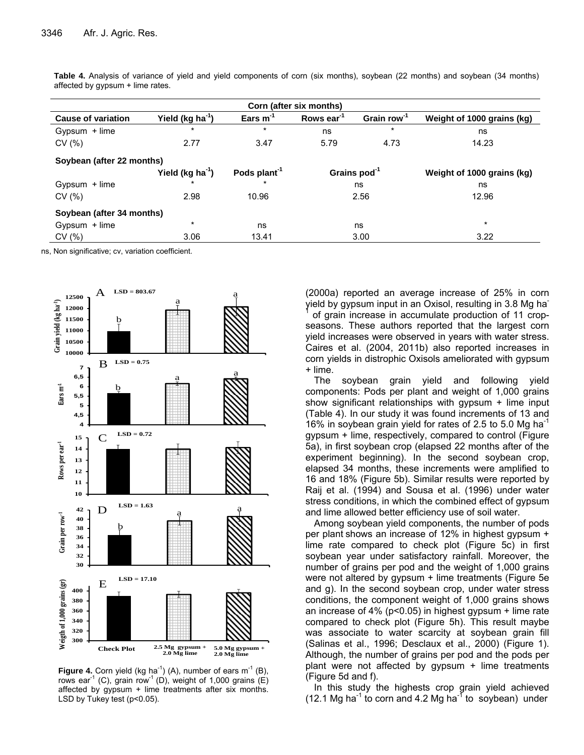**Table 4.** Analysis of variance of yield and yield components of corn (six months), soybean (22 months) and soybean (34 months) affected by gypsum + lime rates.

| Corn (after six months) | | | | | |
|---|---|---|---|---|---|
| **Cause of variation** | **Yield (kg ha$^{-1}$)** | **Ears m$^{-1}$** | **Rows ear$^{-1}$** | **Grain row$^{-1}$** | **Weight of 1000 grains (kg)** |
| Gypsum + lime | * | * | ns | * | ns |
| CV (%) | 2.77 | 3.47 | 5.79 | 4.73 | 14.23 |
| **Soybean (after 22 months)** | | | | | |
| | **Yield (kg ha$^{-1}$)** | **Pods plant$^{-1}$** | **Grains pod$^{-1}$** | | **Weight of 1000 grains (kg)** |
| Gypsum + lime | * | * | ns | | ns |
| CV (%) | 2.98 | 10.96 | 2.56 | | 12.96 |
| **Soybean (after 34 months)** | | | | | |
| Gypsum + lime | * | ns | ns | | * |
| CV (%) | 3.06 | 13.41 | 3.00 | | 3.22 |

ns, Non significative; cv, variation coefficient.

**Figure 4.** Corn yield (kg ha$^{-1}$) (A), number of ears m$^{-1}$ (B), rows ear$^{-1}$ (C), grain row$^{-1}$ (D), weight of 1,000 grains (E) affected by gypsum + lime treatments after six months. LSD by Tukey test (p<0.05).

(2000a) reported an average increase of 25% in corn yield by gypsum input in an Oxisol, resulting in 3.8 Mg ha$^{-1}$ of grain increase in accumulate production of 11 crop-seasons. These authors reported that the largest corn yield increases were observed in years with water stress. Caires et al. (2004, 2011b) also reported increases in corn yields in distrophic Oxisols ameliorated with gypsum + lime.

The soybean grain yield and following yield components: Pods per plant and weight of 1,000 grains show significant relationships with gypsum + lime input (Table 4). In our study it was found increments of 13 and 16% in soybean grain yield for rates of 2.5 to 5.0 Mg ha$^{-1}$ gypsum + lime, respectively, compared to control (Figure 5a), in first soybean crop (elapsed 22 months after of the experiment beginning). In the second soybean crop, elapsed 34 months, these increments were amplified to 16 and 18% (Figure 5b). Similar results were reported by Raij et al. (1994) and Sousa et al. (1996) under water stress conditions, in which the combined effect of gypsum and lime allowed better efficiency use of soil water.

Among soybean yield components, the number of pods per plant shows an increase of 12% in highest gypsum + lime rate compared to check plot (Figure 5c) in first soybean year under satisfactory rainfall. Moreover, the number of grains per pod and the weight of 1,000 grains were not altered by gypsum + lime treatments (Figure 5e and g). In the second soybean crop, under water stress conditions, the component weight of 1,000 grains shows an increase of 4% ($p<0.05$) in highest gypsum + lime rate compared to check plot (Figure 5h). This result maybe was associate to water scarcity at soybean grain fill (Salinas et al., 1996; Desclaux et al., 2000) (Figure 1). Although, the number of grains per pod and the pods per plant were not affected by gypsum + lime treatments (Figure 5d and f).

In this study the highests crop grain yield achieved (12.1 Mg ha$^{-1}$ to corn and 4.2 Mg ha$^{-1}$ to soybean) under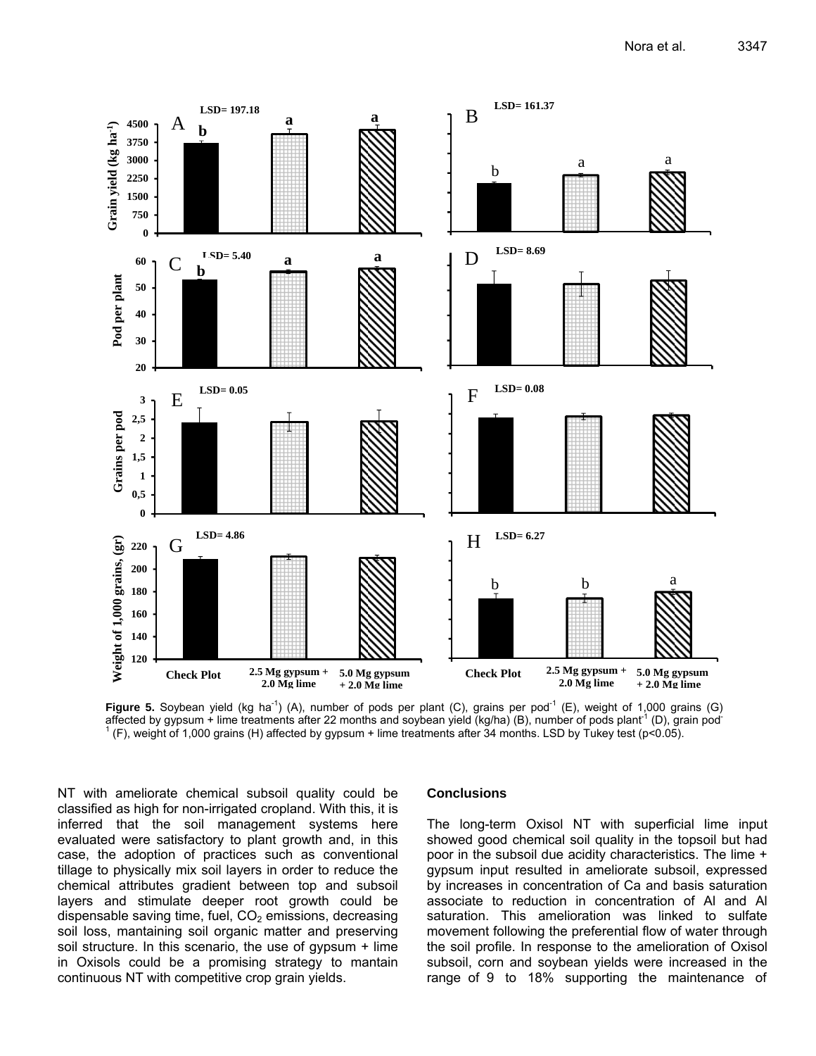**Figure 5.** Soybean yield (kg ha$^{-1}$) (A), number of pods per plant (C), grains per pod$^{-1}$ (E), weight of 1,000 grains (G) affected by gypsum + lime treatments after 22 months and soybean yield (kg/ha) (B), number of pods plant$^{-1}$ (D), grain pod$^{-1}$ (F), weight of 1,000 grains (H) affected by gypsum + lime treatments after 34 months. LSD by Tukey test ($p<0.05$).

NT with ameliorate chemical subsoil quality could be classified as high for non-irrigated cropland. With this, it is inferred that the soil management systems here evaluated were satisfactory to plant growth and, in this case, the adoption of practices such as conventional tillage to physically mix soil layers in order to reduce the chemical attributes gradient between top and subsoil layers and stimulate deeper root growth could be dispensable saving time, fuel, $CO_2$ emissions, decreasing soil loss, mantaining soil organic matter and preserving soil structure. In this scenario, the use of gypsum + lime in Oxisols could be a promising strategy to mantain continuous NT with competitive crop grain yields.

## Conclusions

The long-term Oxisol NT with superficial lime input showed good chemical soil quality in the topsoil but had poor in the subsoil due acidity characteristics. The lime + gypsum input resulted in ameliorate subsoil, expressed by increases in concentration of Ca and basis saturation associate to reduction in concentration of Al and Al saturation. This amelioration was linked to sulfate movement following the preferential flow of water through the soil profile. In response to the amelioration of Oxisol subsoil, corn and soybean yields were increased in the range of 9 to 18% supporting the maintenance of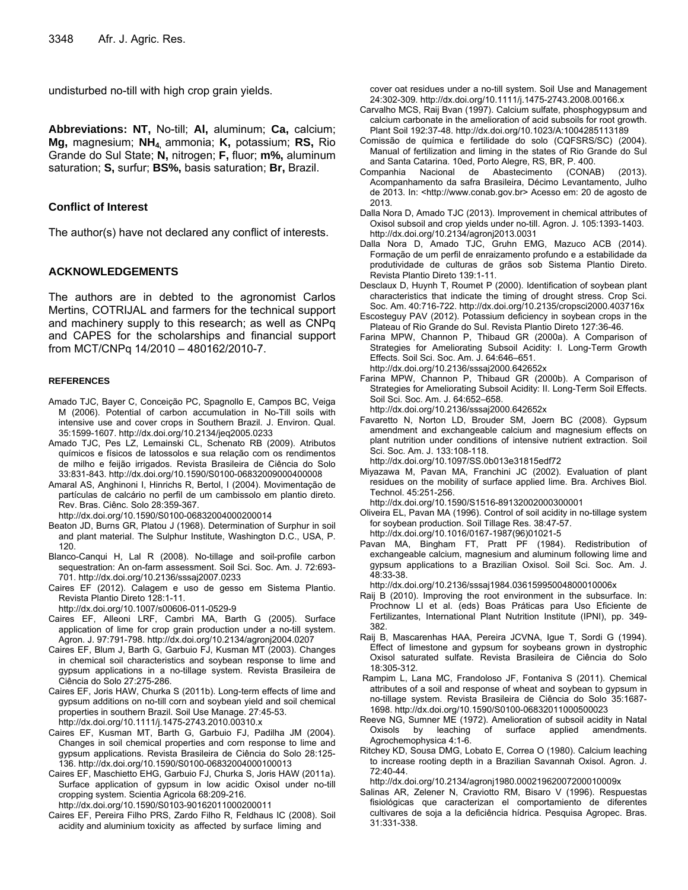undisturbed no-till with high crop grain yields.

**Abbreviations: NT,** No-till; **Al,** aluminum; **Ca,** calcium; **Mg,** magnesium; **$NH_4$,** ammonia; **K,** potassium; **RS,** Rio Grande do Sul State; **N,** nitrogen; **F,** fluor; **m%,** aluminum saturation; **S,** surfur; **BS%,** basis saturation; **Br,** Brazil.

### Conflict of Interest

The author(s) have not declared any conflict of interests.

### ACKNOWLEDGEMENTS

The authors are in debted to the agronomist Carlos Mertins, COTRIJAL and farmers for the technical support and machinery supply to this research; as well as CNPq and CAPES for the scholarships and financial support from MCT/CNPq 14/2010 – 480162/2010-7.

### REFERENCES

Amado TJC, Bayer C, Conceição PC, Spagnollo E, Campos BC, Veiga M (2006). Potential of carbon accumulation in No-Till soils with intensive use and cover crops in Southern Brazil. J. Environ. Qual. 35:1599-1607. http://dx.doi.org/10.2134/jeq2005.0233

Amado TJC, Pes LZ, Lemainski CL, Schenato RB (2009). Atributos químicos e físicos de latossolos e sua relação com os rendimentos de milho e feijão irrigados. Revista Brasileira de Ciência do Solo 33:831-843. http://dx.doi.org/10.1590/S0100-06832009000400008

Amaral AS, Anghinoni I, Hinrichs R, Bertol, I (2004). Movimentação de partículas de calcário no perfil de um cambissolo em plantio direto. Rev. Bras. Ciênc. Solo 28:359-367. http://dx.doi.org/10.1590/S0100-06832004000200014

Beaton JD, Burns GR, Platou J (1968). Determination of Surphur in soil and plant material. The Sulphur Institute, Washington D.C., USA, P. 120.

Blanco-Canqui H, Lal R (2008). No-tillage and soil-profile carbon sequestration: An on-farm assessment. Soil Sci. Soc. Am. J. 72:693-701. http://dx.doi.org/10.2136/sssaj2007.0233

Caires EF (2012). Calagem e uso de gesso em Sistema Plantio. Revista Plantio Direto 128:1-11. http://dx.doi.org/10.1007/s00606-011-0529-9

Caires EF, Alleoni LRF, Cambri MA, Barth G (2005). Surface application of lime for crop grain production under a no-till system. Agron. J. 97:791-798. http://dx.doi.org/10.2134/agronj2004.0207

Caires EF, Blum J, Barth G, Garbuio FJ, Kusman MT (2003). Changes in chemical soil characteristics and soybean response to lime and gypsum applications in a no-tillage system. Revista Brasileira de Ciência do Solo 27:275-286.

Caires EF, Joris HAW, Churka S (2011b). Long-term effects of lime and gypsum additions on no-till corn and soybean yield and soil chemical properties in southern Brazil. Soil Use Manage. 27:45-53. http://dx.doi.org/10.1111/j.1475-2743.2010.00310.x

Caires EF, Kusman MT, Barth G, Garbuio FJ, Padilha JM (2004). Changes in soil chemical properties and corn response to lime and gypsum applications. Revista Brasileira de Ciência do Solo 28:125-136. http://dx.doi.org/10.1590/S0100-06832004000100013

Caires EF, Maschietto EHG, Garbuio FJ, Churka S, Joris HAW (2011a). Surface application of gypsum in low acidic Oxisol under no-till cropping system. Scientia Agricola 68:209-216. http://dx.doi.org/10.1590/S0103-90162011000200011

Caires EF, Pereira Filho PRS, Zardo Filho R, Feldhaus IC (2008). Soil acidity and aluminium toxicity as affected by surface liming and cover oat residues under a no-till system. Soil Use and Management 24:302-309. http://dx.doi.org/10.1111/j.1475-2743.2008.00166.x

Carvalho MCS, Raij Bvan (1997). Calcium sulfate, phosphogypsum and calcium carbonate in the amelioration of acid subsoils for root growth. Plant Soil 192:37-48. http://dx.doi.org/10.1023/A:1004285113189

Comissão de química e fertilidade do solo (CQFSRS/SC) (2004). Manual of fertilization and liming in the states of Rio Grande do Sul and Santa Catarina. 10ed, Porto Alegre, RS, BR, P. 400.

Companhia Nacional de Abastecimento (CONAB) (2013). Acompanhamento da safra Brasileira, Décimo Levantamento, Julho de 2013. In: <http://www.conab.gov.br> Acesso em: 20 de agosto de 2013.

Dalla Nora D, Amado TJC (2013). Improvement in chemical attributes of Oxisol subsoil and crop yields under no-till. Agron. J. 105:1393-1403. http://dx.doi.org/10.2134/agronj2013.0031

Dalla Nora D, Amado TJC, Gruhn EMG, Mazuco ACB (2014). Formação de um perfil de enraizamento profundo e a estabilidade da produtividade de culturas de grãos sob Sistema Plantio Direto. Revista Plantio Direto 139:1-11.

Desclaux D, Huynh T, Roumet P (2000). Identification of soybean plant characteristics that indicate the timing of drought stress. Crop Sci. Soc. Am. 40:716-722. http://dx.doi.org/10.2135/cropsci2000.403716x

Escosteguy PAV (2012). Potassium deficiency in soybean crops in the Plateau of Rio Grande do Sul. Revista Plantio Direto 127:36-46.

Farina MPW, Channon P, Thibaud GR (2000a). A Comparison of Strategies for Ameliorating Subsoil Acidity: I. Long-Term Growth Effects. Soil Sci. Soc. Am. J. 64:646–651. http://dx.doi.org/10.2136/sssaj2000.642652x

Farina MPW, Channon P, Thibaud GR (2000b). A Comparison of Strategies for Ameliorating Subsoil Acidity: II. Long-Term Soil Effects. Soil Sci. Soc. Am. J. 64:652–658. http://dx.doi.org/10.2136/sssaj2000.642652x

Favaretto N, Norton LD, Brouder SM, Joern BC (2008). Gypsum amendment and exchangeable calcium and magnesium effects on plant nutrition under conditions of intensive nutrient extraction. Soil Sci. Soc. Am. J. 133:108-118. http://dx.doi.org/10.1097/SS.0b013e31815edf72

Miyazawa M, Pavan MA, Franchini JC (2002). Evaluation of plant residues on the mobility of surface applied lime. Bra. Archives Biol. Technol. 45:251-256. http://dx.doi.org/10.1590/S1516-89132002000300001

Oliveira EL, Pavan MA (1996). Control of soil acidity in no-tillage system for soybean production. Soil Tillage Res. 38:47-57. http://dx.doi.org/10.1016/0167-1987(96)01021-5

Pavan MA, Bingham FT, Pratt PF (1984). Redistribution of exchangeable calcium, magnesium and aluminum following lime and gypsum applications to a Brazilian Oxisol. Soil Sci. Soc. Am. J. 48:33-38. http://dx.doi.org/10.2136/sssaj1984.03615995004800010006x

Raij B (2010). Improving the root environment in the subsurface. In: Prochnow LI et al. (eds) Boas Práticas para Uso Eficiente de Fertilizantes, International Plant Nutrition Institute (IPNI), pp. 349-382.

Raij B, Mascarenhas HAA, Pereira JCVNA, Igue T, Sordi G (1994). Effect of limestone and gypsum for soybeans grown in dystrophic Oxisol saturated sulfate. Revista Brasileira de Ciência do Solo 18:305-312.

Rampim L, Lana MC, Frandoloso JF, Fontaniva S (2011). Chemical attributes of a soil and response of wheat and soybean to gypsum in no-tillage system. Revista Brasileira de Ciência do Solo 35:1687-1698. http://dx.doi.org/10.1590/S0100-06832011000500023

Reeve NG, Sumner ME (1972). Amelioration of subsoil acidity in Natal Oxisols by leaching of surface applied amendments. Agrochemophysica 4:1-6.

Ritchey KD, Sousa DMG, Lobato E, Correa O (1980). Calcium leaching to increase rooting depth in a Brazilian Savannah Oxisol. Agron. J. 72:40-44. http://dx.doi.org/10.2134/agronj1980.00021962007200010009x

Salinas AR, Zelener N, Craviotto RM, Bisaro V (1996). Respuestas fisiológicas que caracterizan el comportamiento de diferentes cultivares de soja a la deficiência hídrica. Pesquisa Agropec. Bras. 31:331-338.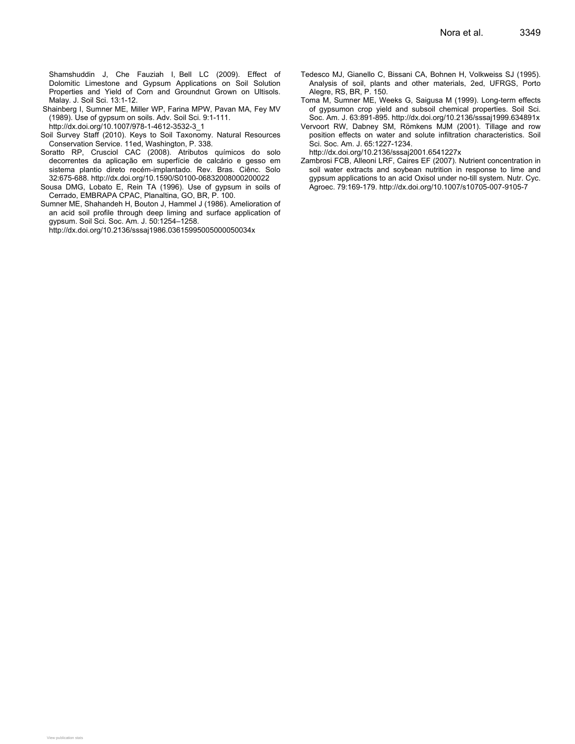Shamshuddin J, Che Fauziah I, Bell LC (2009). Effect of Dolomitic Limestone and Gypsum Applications on Soil Solution Properties and Yield of Corn and Groundnut Grown on Ultisols. Malay. J. Soil Sci. 13:1-12.

Shainberg I, Sumner ME, Miller WP, Farina MPW, Pavan MA, Fey MV (1989). Use of gypsum on soils. Adv. Soil Sci. 9:1-111. http://dx.doi.org/10.1007/978-1-4612-3532-3_1

Soil Survey Staff (2010). Keys to Soil Taxonomy. Natural Resources Conservation Service. 11ed, Washington, P. 338.

Soratto RP, Crusciol CAC (2008). Atributos químicos do solo decorrentes da aplicação em superfície de calcário e gesso em sistema plantio direto recém-implantado. Rev. Bras. Ciênc. Solo 32:675-688. http://dx.doi.org/10.1590/S0100-06832008000200022

Sousa DMG, Lobato E, Rein TA (1996). Use of gypsum in soils of Cerrado, EMBRAPA CPAC, Planaltina, GO, BR, P. 100.

Sumner ME, Shahandeh H, Bouton J, Hammel J (1986). Amelioration of an acid soil profile through deep liming and surface application of gypsum. Soil Sci. Soc. Am. J. 50:1254–1258. http://dx.doi.org/10.2136/sssaj1986.03615995005000050034x

Tedesco MJ, Gianello C, Bissani CA, Bohnen H, Volkweiss SJ (1995). Analysis of soil, plants and other materials, 2ed, UFRGS, Porto Alegre, RS, BR, P. 150.

Toma M, Sumner ME, Weeks G, Saigusa M (1999). Long-term effects of gypsumon crop yield and subsoil chemical properties. Soil Sci. Soc. Am. J. 63:891-895. http://dx.doi.org/10.2136/sssaj1999.634891x

Vervoort RW, Dabney SM, Römkens MJM (2001). Tillage and row position effects on water and solute infiltration characteristics. Soil Sci. Soc. Am. J. 65:1227-1234. http://dx.doi.org/10.2136/sssaj2001.6541227x

Zambrosi FCB, Alleoni LRF, Caires EF (2007). Nutrient concentration in soil water extracts and soybean nutrition in response to lime and gypsum applications to an acid Oxisol under no-till system. Nutr. Cyc. Agroec. 79:169-179. http://dx.doi.org/10.1007/s10705-007-9105-7